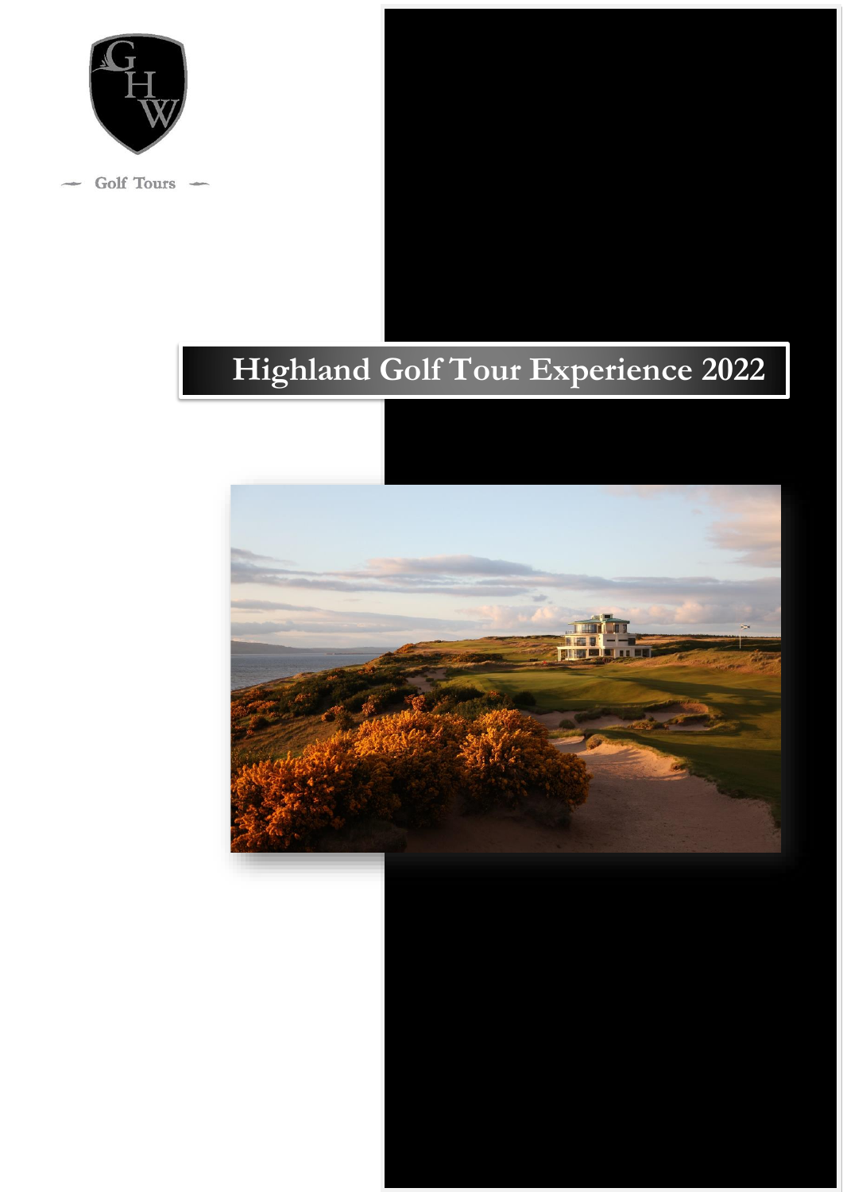Golf Tours

# Highland Golf Tour Experience 2022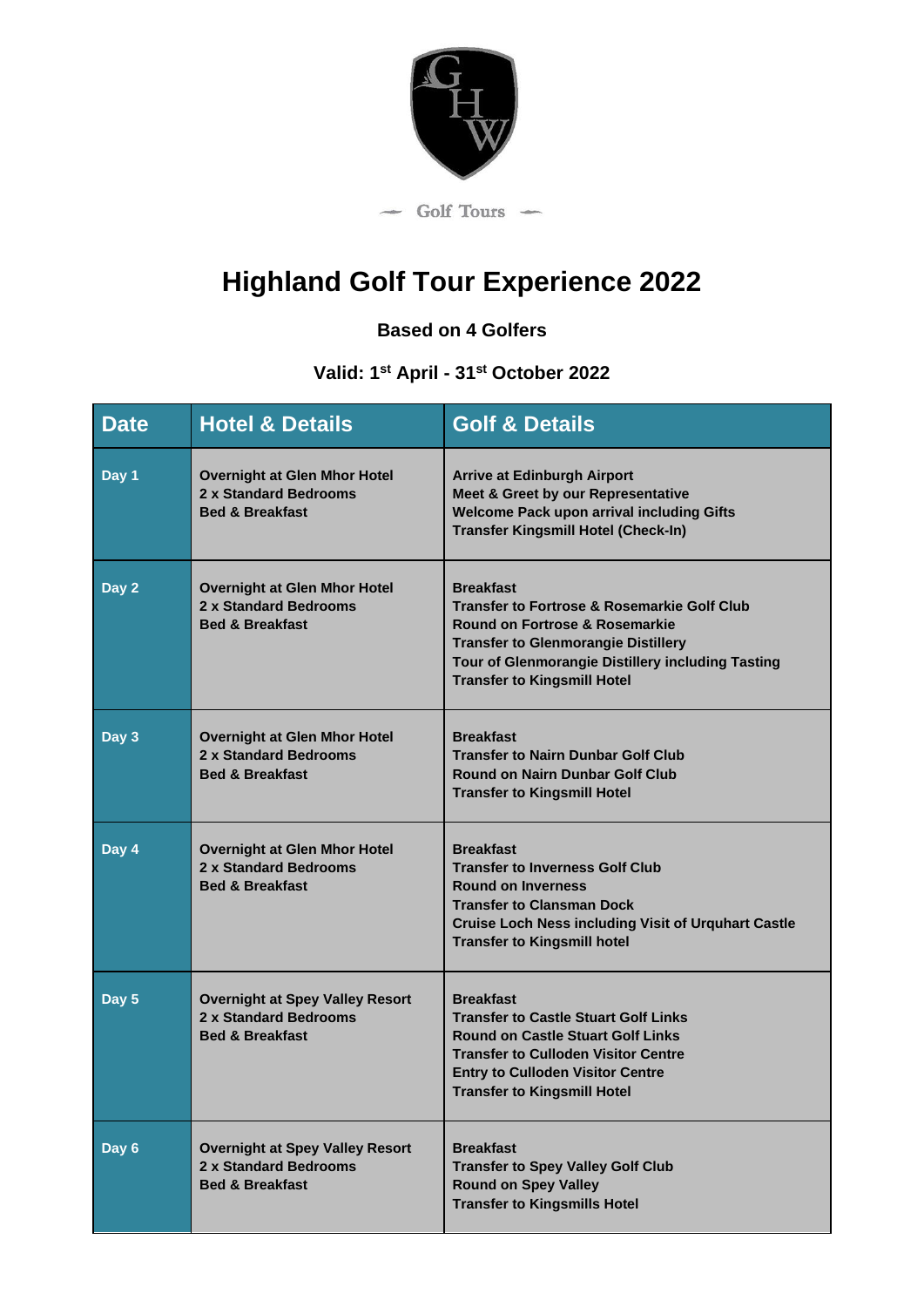Golf Tours

# Highland Golf Tour Experience 2022

**Based on 4 Golfers**

**Valid: 1st April - 31st October 2022**

| Date | Hotel & Details | Golf & Details |
|---|---|---|
| Day 1 | Overnight at Glen Mhor Hotel<br>2 x Standard Bedrooms<br>Bed & Breakfast | Arrive at Edinburgh Airport<br>Meet & Greet by our Representative<br>Welcome Pack upon arrival including Gifts<br>Transfer Kingsmill Hotel (Check-In) |
| Day 2 | Overnight at Glen Mhor Hotel<br>2 x Standard Bedrooms<br>Bed & Breakfast | Breakfast<br>Transfer to Fortrose & Rosemarkie Golf Club<br>Round on Fortrose & Rosemarkie<br>Transfer to Glenmorangie Distillery<br>Tour of Glenmorangie Distillery including Tasting<br>Transfer to Kingsmill Hotel |
| Day 3 | Overnight at Glen Mhor Hotel<br>2 x Standard Bedrooms<br>Bed & Breakfast | Breakfast<br>Transfer to Nairn Dunbar Golf Club<br>Round on Nairn Dunbar Golf Club<br>Transfer to Kingsmill Hotel |
| Day 4 | Overnight at Glen Mhor Hotel<br>2 x Standard Bedrooms<br>Bed & Breakfast | Breakfast<br>Transfer to Inverness Golf Club<br>Round on Inverness<br>Transfer to Clansman Dock<br>Cruise Loch Ness including Visit of Urquhart Castle<br>Transfer to Kingsmill hotel |
| Day 5 | Overnight at Spey Valley Resort<br>2 x Standard Bedrooms<br>Bed & Breakfast | Breakfast<br>Transfer to Castle Stuart Golf Links<br>Round on Castle Stuart Golf Links<br>Transfer to Culloden Visitor Centre<br>Entry to Culloden Visitor Centre<br>Transfer to Kingsmill Hotel |
| Day 6 | Overnight at Spey Valley Resort<br>2 x Standard Bedrooms<br>Bed & Breakfast | Breakfast<br>Transfer to Spey Valley Golf Club<br>Round on Spey Valley<br>Transfer to Kingsmills Hotel |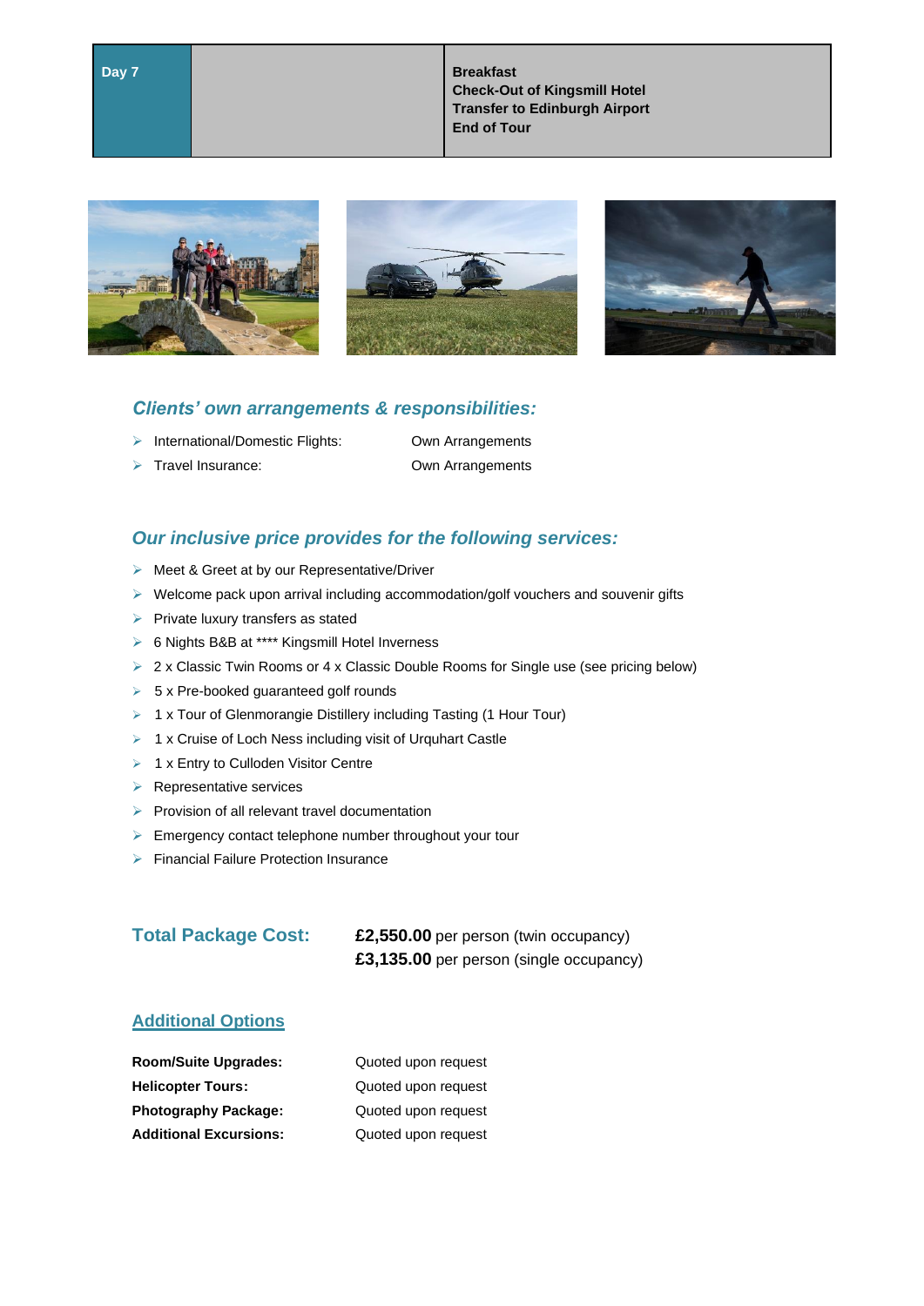| Day 7 | | Breakfast<br>Check-Out of Kingsmill Hotel<br>Transfer to Edinburgh Airport<br>End of Tour |
|---|---|---|

### *Clients' own arrangements & responsibilities:*

- International/Domestic Flights: Own Arrangements
- Travel Insurance: Own Arrangements

### *Our inclusive price provides for the following services:*

- Meet & Greet at by our Representative/Driver
- Welcome pack upon arrival including accommodation/golf vouchers and souvenir gifts
- Private luxury transfers as stated
- 6 Nights B&B at **** Kingsmill Hotel Inverness
- 2 x Classic Twin Rooms or 4 x Classic Double Rooms for Single use (see pricing below)
- 5 x Pre-booked guaranteed golf rounds
- 1 x Tour of Glenmorangie Distillery including Tasting (1 Hour Tour)
- 1 x Cruise of Loch Ness including visit of Urquhart Castle
- 1 x Entry to Culloden Visitor Centre
- Representative services
- Provision of all relevant travel documentation
- Emergency contact telephone number throughout your tour
- Financial Failure Protection Insurance

### Total Package Cost:

**£2,550.00** per person (twin occupancy)
**£3,135.00** per person (single occupancy)

### Additional Options

| | |
|---|---|
| **Room/Suite Upgrades:** | Quoted upon request |
| **Helicopter Tours:** | Quoted upon request |
| **Photography Package:** | Quoted upon request |
| **Additional Excursions:** | Quoted upon request |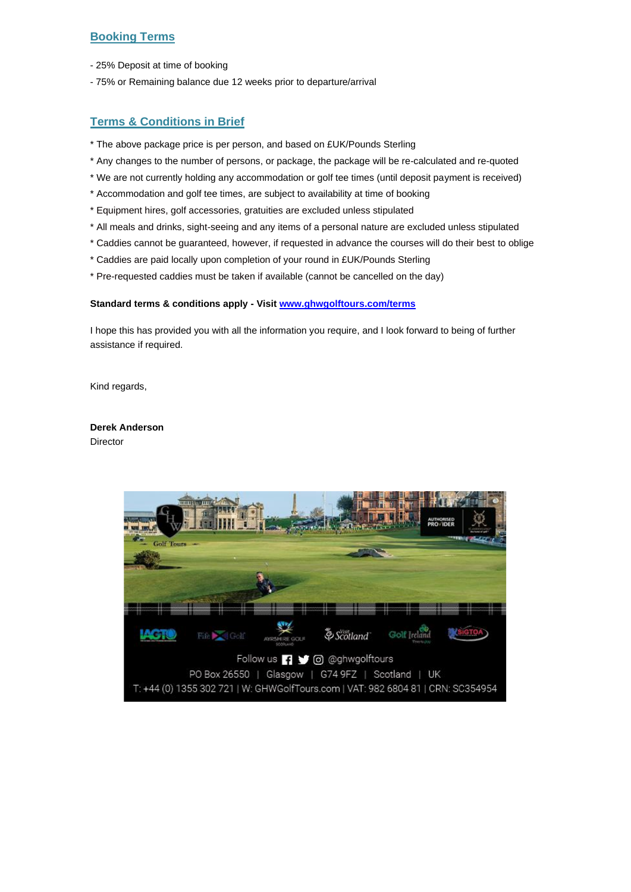## Booking Terms

- 25% Deposit at time of booking
- 75% or Remaining balance due 12 weeks prior to departure/arrival

## Terms & Conditions in Brief

* The above package price is per person, and based on £UK/Pounds Sterling
* Any changes to the number of persons, or package, the package will be re-calculated and re-quoted
* We are not currently holding any accommodation or golf tee times (until deposit payment is received)
* Accommodation and golf tee times, are subject to availability at time of booking
* Equipment hires, golf accessories, gratuities are excluded unless stipulated
* All meals and drinks, sight-seeing and any items of a personal nature are excluded unless stipulated
* Caddies cannot be guaranteed, however, if requested in advance the courses will do their best to oblige
* Caddies are paid locally upon completion of your round in £UK/Pounds Sterling
* Pre-requested caddies must be taken if available (cannot be cancelled on the day)

**Standard terms & conditions apply - Visit [www.ghwgolftours.com/terms](www.ghwgolftours.com/terms)**

I hope this has provided you with all the information you require, and I look forward to being of further assistance if required.

Kind regards,

**Derek Anderson**
Director

Follow us @ghwgolftours

PO Box 26550 | Glasgow | G74 9FZ | Scotland | UK

T: +44 (0) 1355 302 721 | W: GHWGolfTours.com | VAT: 982 6804 81 | CRN: SC354954